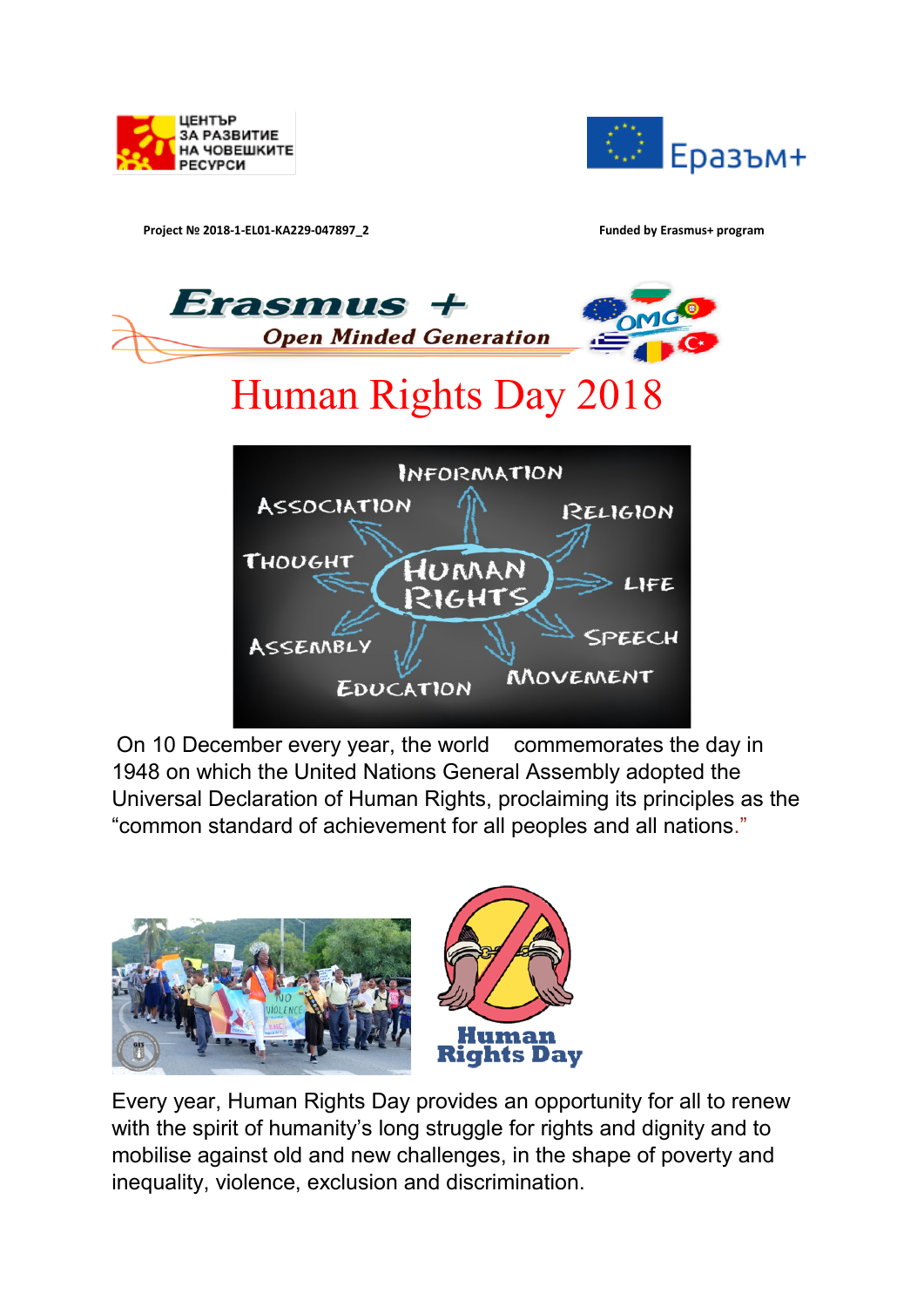ЦЕНТЪР ЗА РАЗВИТИЕ НА ЧОВЕШКИТЕ РЕСУРСИ

Еразъм+

**Project № 2018-1-EL01-KA229-047897_2**

**Funded by Erasmus+ program**

**Erasmus +**

***Open Minded Generation***

# Human Rights Day 2018

On 10 December every year, the world commemorates the day in 1948 on which the United Nations General Assembly adopted the Universal Declaration of Human Rights, proclaiming its principles as the "common standard of achievement for all peoples and all nations."

Every year, Human Rights Day provides an opportunity for all to renew with the spirit of humanity's long struggle for rights and dignity and to mobilise against old and new challenges, in the shape of poverty and inequality, violence, exclusion and discrimination.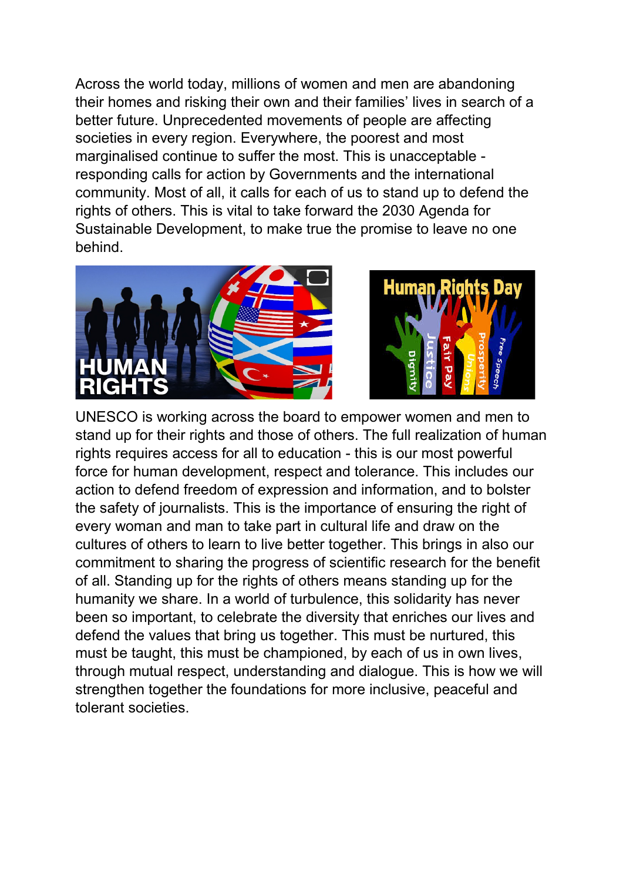Across the world today, millions of women and men are abandoning their homes and risking their own and their families' lives in search of a better future. Unprecedented movements of people are affecting societies in every region. Everywhere, the poorest and most marginalised continue to suffer the most. This is unacceptable - responding calls for action by Governments and the international community. Most of all, it calls for each of us to stand up to defend the rights of others. This is vital to take forward the 2030 Agenda for Sustainable Development, to make true the promise to leave no one behind.

UNESCO is working across the board to empower women and men to stand up for their rights and those of others. The full realization of human rights requires access for all to education - this is our most powerful force for human development, respect and tolerance. This includes our action to defend freedom of expression and information, and to bolster the safety of journalists. This is the importance of ensuring the right of every woman and man to take part in cultural life and draw on the cultures of others to learn to live better together. This brings in also our commitment to sharing the progress of scientific research for the benefit of all. Standing up for the rights of others means standing up for the humanity we share. In a world of turbulence, this solidarity has never been so important, to celebrate the diversity that enriches our lives and defend the values that bring us together. This must be nurtured, this must be taught, this must be championed, by each of us in own lives, through mutual respect, understanding and dialogue. This is how we will strengthen together the foundations for more inclusive, peaceful and tolerant societies.